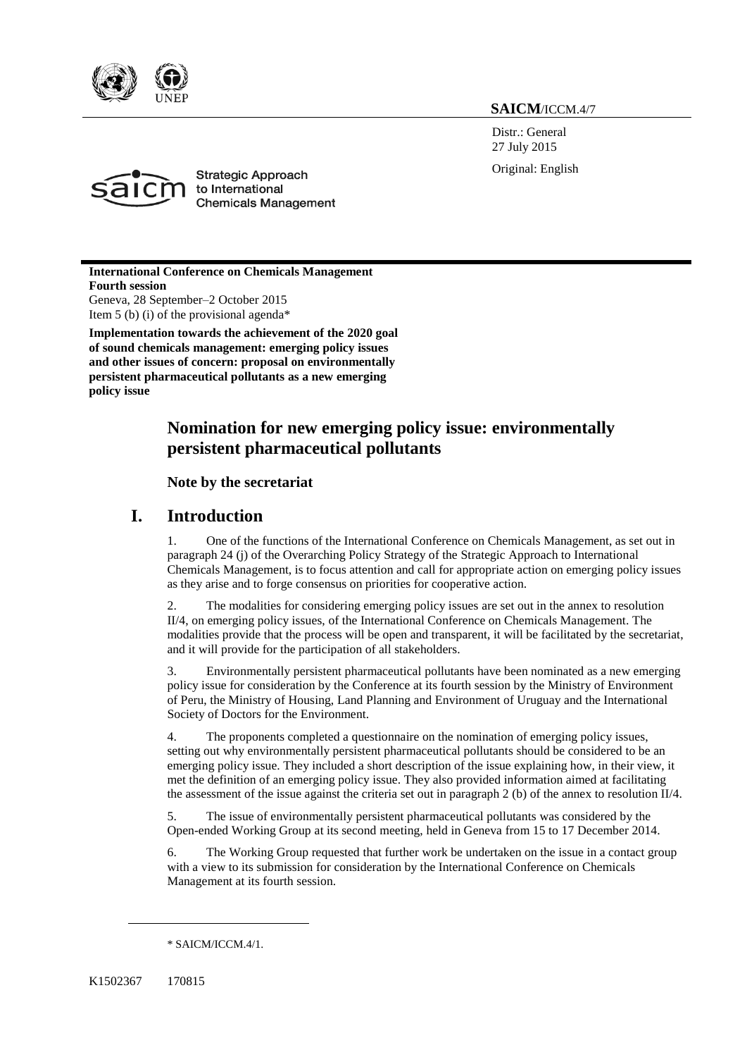**SAICM**/ICCM.4/7

Distr.: General
27 July 2015

Original: English

Strategic Approach to International Chemicals Management

**International Conference on Chemicals Management**
**Fourth session**
Geneva, 28 September–2 October 2015
Item 5 (b) (i) of the provisional agenda*

**Implementation towards the achievement of the 2020 goal of sound chemicals management: emerging policy issues and other issues of concern: proposal on environmentally persistent pharmaceutical pollutants as a new emerging policy issue**

# Nomination for new emerging policy issue: environmentally persistent pharmaceutical pollutants

### Note by the secretariat

## I. Introduction

1. One of the functions of the International Conference on Chemicals Management, as set out in paragraph 24 (j) of the Overarching Policy Strategy of the Strategic Approach to International Chemicals Management, is to focus attention and call for appropriate action on emerging policy issues as they arise and to forge consensus on priorities for cooperative action.

2. The modalities for considering emerging policy issues are set out in the annex to resolution II/4, on emerging policy issues, of the International Conference on Chemicals Management. The modalities provide that the process will be open and transparent, it will be facilitated by the secretariat, and it will provide for the participation of all stakeholders.

3. Environmentally persistent pharmaceutical pollutants have been nominated as a new emerging policy issue for consideration by the Conference at its fourth session by the Ministry of Environment of Peru, the Ministry of Housing, Land Planning and Environment of Uruguay and the International Society of Doctors for the Environment.

4. The proponents completed a questionnaire on the nomination of emerging policy issues, setting out why environmentally persistent pharmaceutical pollutants should be considered to be an emerging policy issue. They included a short description of the issue explaining how, in their view, it met the definition of an emerging policy issue. They also provided information aimed at facilitating the assessment of the issue against the criteria set out in paragraph 2 (b) of the annex to resolution II/4.

5. The issue of environmentally persistent pharmaceutical pollutants was considered by the Open-ended Working Group at its second meeting, held in Geneva from 15 to 17 December 2014.

6. The Working Group requested that further work be undertaken on the issue in a contact group with a view to its submission for consideration by the International Conference on Chemicals Management at its fourth session.

\* SAICM/ICCM.4/1.

K1502367 170815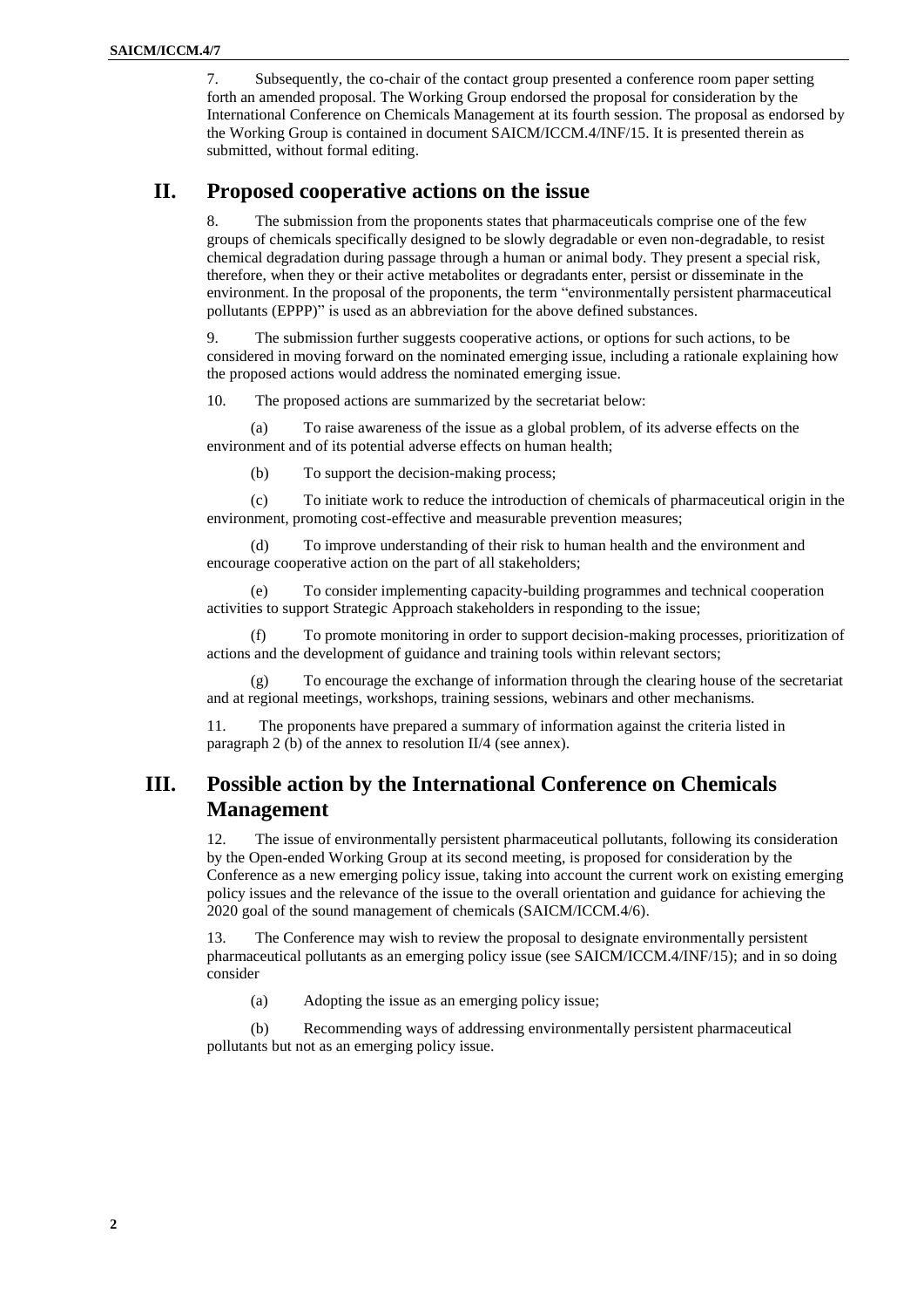7. Subsequently, the co-chair of the contact group presented a conference room paper setting forth an amended proposal. The Working Group endorsed the proposal for consideration by the International Conference on Chemicals Management at its fourth session. The proposal as endorsed by the Working Group is contained in document SAICM/ICCM.4/INF/15. It is presented therein as submitted, without formal editing.

## II. Proposed cooperative actions on the issue

8. The submission from the proponents states that pharmaceuticals comprise one of the few groups of chemicals specifically designed to be slowly degradable or even non-degradable, to resist chemical degradation during passage through a human or animal body. They present a special risk, therefore, when they or their active metabolites or degradants enter, persist or disseminate in the environment. In the proposal of the proponents, the term "environmentally persistent pharmaceutical pollutants (EPPP)" is used as an abbreviation for the above defined substances.

9. The submission further suggests cooperative actions, or options for such actions, to be considered in moving forward on the nominated emerging issue, including a rationale explaining how the proposed actions would address the nominated emerging issue.

10. The proposed actions are summarized by the secretariat below:

(a) To raise awareness of the issue as a global problem, of its adverse effects on the environment and of its potential adverse effects on human health;

(b) To support the decision-making process;

(c) To initiate work to reduce the introduction of chemicals of pharmaceutical origin in the environment, promoting cost-effective and measurable prevention measures;

(d) To improve understanding of their risk to human health and the environment and encourage cooperative action on the part of all stakeholders;

(e) To consider implementing capacity-building programmes and technical cooperation activities to support Strategic Approach stakeholders in responding to the issue;

(f) To promote monitoring in order to support decision-making processes, prioritization of actions and the development of guidance and training tools within relevant sectors;

(g) To encourage the exchange of information through the clearing house of the secretariat and at regional meetings, workshops, training sessions, webinars and other mechanisms.

11. The proponents have prepared a summary of information against the criteria listed in paragraph 2 (b) of the annex to resolution II/4 (see annex).

## III. Possible action by the International Conference on Chemicals Management

12. The issue of environmentally persistent pharmaceutical pollutants, following its consideration by the Open-ended Working Group at its second meeting, is proposed for consideration by the Conference as a new emerging policy issue, taking into account the current work on existing emerging policy issues and the relevance of the issue to the overall orientation and guidance for achieving the 2020 goal of the sound management of chemicals (SAICM/ICCM.4/6).

13. The Conference may wish to review the proposal to designate environmentally persistent pharmaceutical pollutants as an emerging policy issue (see SAICM/ICCM.4/INF/15); and in so doing consider

(a) Adopting the issue as an emerging policy issue;

(b) Recommending ways of addressing environmentally persistent pharmaceutical pollutants but not as an emerging policy issue.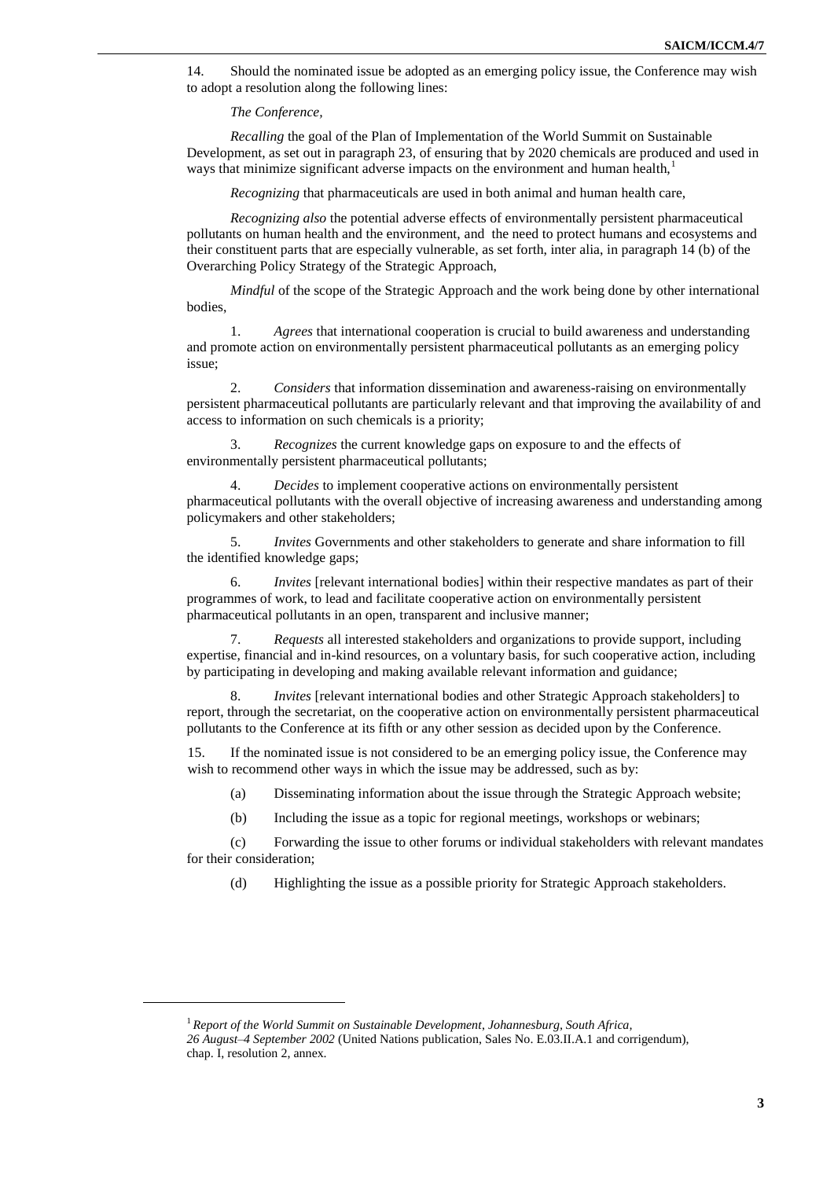14. Should the nominated issue be adopted as an emerging policy issue, the Conference may wish to adopt a resolution along the following lines:

*The Conference,*

*Recalling* the goal of the Plan of Implementation of the World Summit on Sustainable Development, as set out in paragraph 23, of ensuring that by 2020 chemicals are produced and used in ways that minimize significant adverse impacts on the environment and human health,[1]

*Recognizing* that pharmaceuticals are used in both animal and human health care,

*Recognizing also* the potential adverse effects of environmentally persistent pharmaceutical pollutants on human health and the environment, and the need to protect humans and ecosystems and their constituent parts that are especially vulnerable, as set forth, inter alia, in paragraph 14 (b) of the Overarching Policy Strategy of the Strategic Approach,

*Mindful* of the scope of the Strategic Approach and the work being done by other international bodies,

1. *Agrees* that international cooperation is crucial to build awareness and understanding and promote action on environmentally persistent pharmaceutical pollutants as an emerging policy issue;

2. *Considers* that information dissemination and awareness-raising on environmentally persistent pharmaceutical pollutants are particularly relevant and that improving the availability of and access to information on such chemicals is a priority;

3. *Recognizes* the current knowledge gaps on exposure to and the effects of environmentally persistent pharmaceutical pollutants;

4. *Decides* to implement cooperative actions on environmentally persistent pharmaceutical pollutants with the overall objective of increasing awareness and understanding among policymakers and other stakeholders;

5. *Invites* Governments and other stakeholders to generate and share information to fill the identified knowledge gaps;

6. *Invites* [relevant international bodies] within their respective mandates as part of their programmes of work, to lead and facilitate cooperative action on environmentally persistent pharmaceutical pollutants in an open, transparent and inclusive manner;

7. *Requests* all interested stakeholders and organizations to provide support, including expertise, financial and in-kind resources, on a voluntary basis, for such cooperative action, including by participating in developing and making available relevant information and guidance;

8. *Invites* [relevant international bodies and other Strategic Approach stakeholders] to report, through the secretariat, on the cooperative action on environmentally persistent pharmaceutical pollutants to the Conference at its fifth or any other session as decided upon by the Conference.

15. If the nominated issue is not considered to be an emerging policy issue, the Conference may wish to recommend other ways in which the issue may be addressed, such as by:

(a) Disseminating information about the issue through the Strategic Approach website;

(b) Including the issue as a topic for regional meetings, workshops or webinars;

(c) Forwarding the issue to other forums or individual stakeholders with relevant mandates for their consideration;

(d) Highlighting the issue as a possible priority for Strategic Approach stakeholders.

---

[1] *Report of the World Summit on Sustainable Development, Johannesburg, South Africa, 26 August–4 September 2002* (United Nations publication, Sales No. E.03.II.A.1 and corrigendum), chap. I, resolution 2, annex.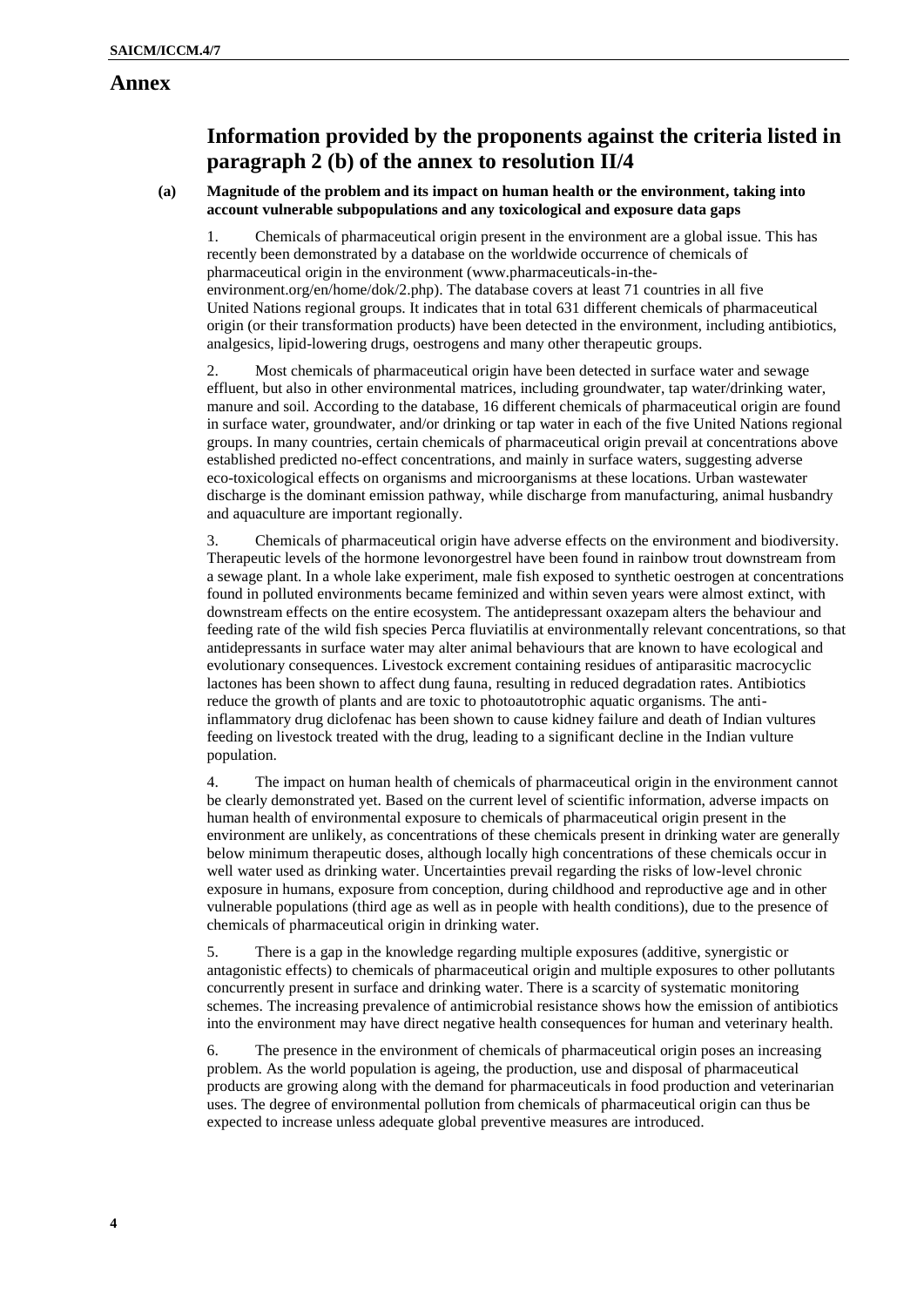# Annex

## Information provided by the proponents against the criteria listed in paragraph 2 (b) of the annex to resolution II/4

### (a) Magnitude of the problem and its impact on human health or the environment, taking into account vulnerable subpopulations and any toxicological and exposure data gaps

1. Chemicals of pharmaceutical origin present in the environment are a global issue. This has recently been demonstrated by a database on the worldwide occurrence of chemicals of pharmaceutical origin in the environment (www.pharmaceuticals-in-the-environment.org/en/home/dok/2.php). The database covers at least 71 countries in all five United Nations regional groups. It indicates that in total 631 different chemicals of pharmaceutical origin (or their transformation products) have been detected in the environment, including antibiotics, analgesics, lipid-lowering drugs, oestrogens and many other therapeutic groups.

2. Most chemicals of pharmaceutical origin have been detected in surface water and sewage effluent, but also in other environmental matrices, including groundwater, tap water/drinking water, manure and soil. According to the database, 16 different chemicals of pharmaceutical origin are found in surface water, groundwater, and/or drinking or tap water in each of the five United Nations regional groups. In many countries, certain chemicals of pharmaceutical origin prevail at concentrations above established predicted no-effect concentrations, and mainly in surface waters, suggesting adverse eco-toxicological effects on organisms and microorganisms at these locations. Urban wastewater discharge is the dominant emission pathway, while discharge from manufacturing, animal husbandry and aquaculture are important regionally.

3. Chemicals of pharmaceutical origin have adverse effects on the environment and biodiversity. Therapeutic levels of the hormone levonorgestrel have been found in rainbow trout downstream from a sewage plant. In a whole lake experiment, male fish exposed to synthetic oestrogen at concentrations found in polluted environments became feminized and within seven years were almost extinct, with downstream effects on the entire ecosystem. The antidepressant oxazepam alters the behaviour and feeding rate of the wild fish species Perca fluviatilis at environmentally relevant concentrations, so that antidepressants in surface water may alter animal behaviours that are known to have ecological and evolutionary consequences. Livestock excrement containing residues of antiparasitic macrocyclic lactones has been shown to affect dung fauna, resulting in reduced degradation rates. Antibiotics reduce the growth of plants and are toxic to photoautotrophic aquatic organisms. The anti-inflammatory drug diclofenac has been shown to cause kidney failure and death of Indian vultures feeding on livestock treated with the drug, leading to a significant decline in the Indian vulture population.

4. The impact on human health of chemicals of pharmaceutical origin in the environment cannot be clearly demonstrated yet. Based on the current level of scientific information, adverse impacts on human health of environmental exposure to chemicals of pharmaceutical origin present in the environment are unlikely, as concentrations of these chemicals present in drinking water are generally below minimum therapeutic doses, although locally high concentrations of these chemicals occur in well water used as drinking water. Uncertainties prevail regarding the risks of low-level chronic exposure in humans, exposure from conception, during childhood and reproductive age and in other vulnerable populations (third age as well as in people with health conditions), due to the presence of chemicals of pharmaceutical origin in drinking water.

5. There is a gap in the knowledge regarding multiple exposures (additive, synergistic or antagonistic effects) to chemicals of pharmaceutical origin and multiple exposures to other pollutants concurrently present in surface and drinking water. There is a scarcity of systematic monitoring schemes. The increasing prevalence of antimicrobial resistance shows how the emission of antibiotics into the environment may have direct negative health consequences for human and veterinary health.

6. The presence in the environment of chemicals of pharmaceutical origin poses an increasing problem. As the world population is ageing, the production, use and disposal of pharmaceutical products are growing along with the demand for pharmaceuticals in food production and veterinarian uses. The degree of environmental pollution from chemicals of pharmaceutical origin can thus be expected to increase unless adequate global preventive measures are introduced.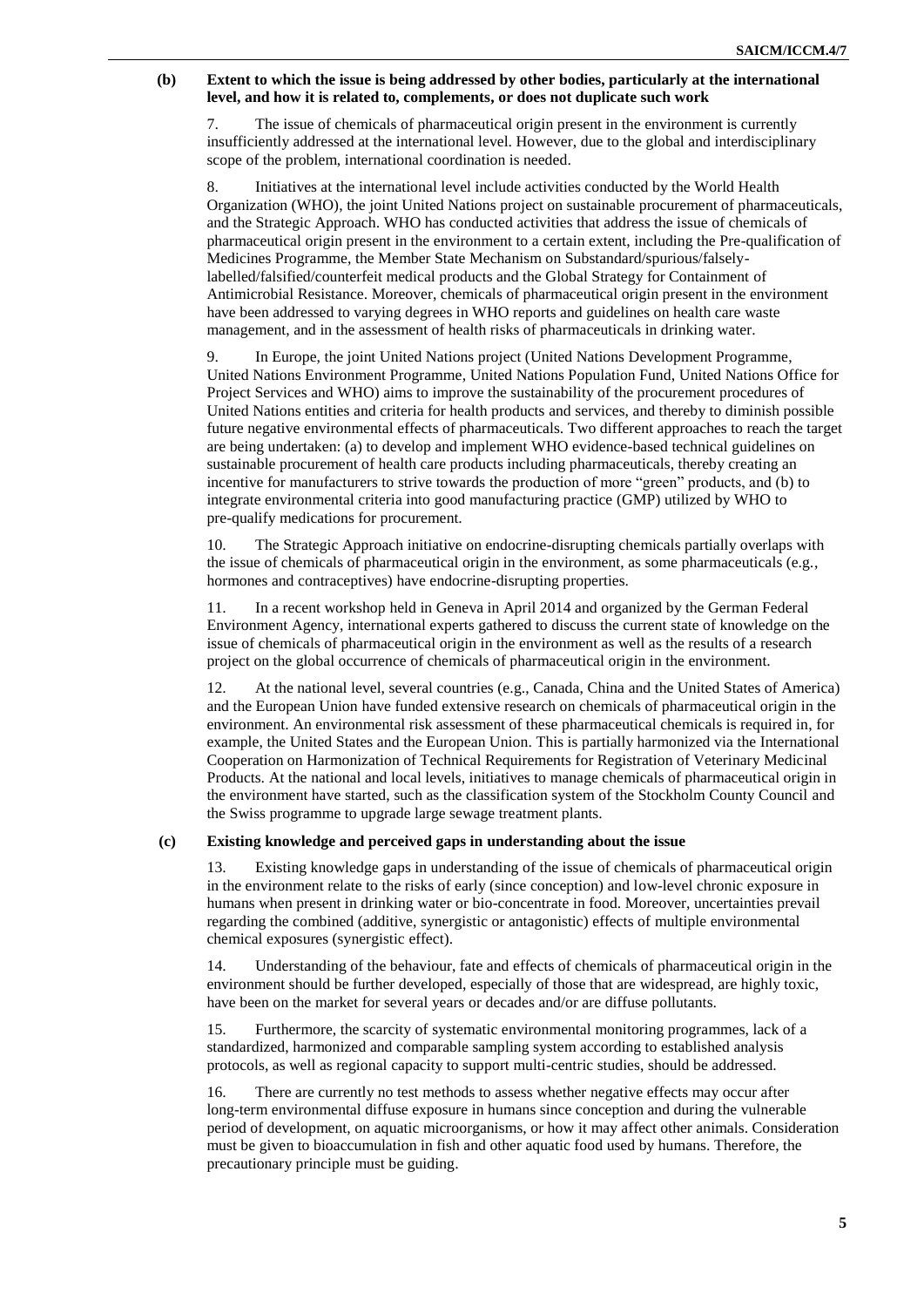### (b) Extent to which the issue is being addressed by other bodies, particularly at the international level, and how it is related to, complements, or does not duplicate such work

7. The issue of chemicals of pharmaceutical origin present in the environment is currently insufficiently addressed at the international level. However, due to the global and interdisciplinary scope of the problem, international coordination is needed.

8. Initiatives at the international level include activities conducted by the World Health Organization (WHO), the joint United Nations project on sustainable procurement of pharmaceuticals, and the Strategic Approach. WHO has conducted activities that address the issue of chemicals of pharmaceutical origin present in the environment to a certain extent, including the Pre-qualification of Medicines Programme, the Member State Mechanism on Substandard/spurious/falsely-labelled/falsified/counterfeit medical products and the Global Strategy for Containment of Antimicrobial Resistance. Moreover, chemicals of pharmaceutical origin present in the environment have been addressed to varying degrees in WHO reports and guidelines on health care waste management, and in the assessment of health risks of pharmaceuticals in drinking water.

9. In Europe, the joint United Nations project (United Nations Development Programme, United Nations Environment Programme, United Nations Population Fund, United Nations Office for Project Services and WHO) aims to improve the sustainability of the procurement procedures of United Nations entities and criteria for health products and services, and thereby to diminish possible future negative environmental effects of pharmaceuticals. Two different approaches to reach the target are being undertaken: (a) to develop and implement WHO evidence-based technical guidelines on sustainable procurement of health care products including pharmaceuticals, thereby creating an incentive for manufacturers to strive towards the production of more "green" products, and (b) to integrate environmental criteria into good manufacturing practice (GMP) utilized by WHO to pre-qualify medications for procurement.

10. The Strategic Approach initiative on endocrine-disrupting chemicals partially overlaps with the issue of chemicals of pharmaceutical origin in the environment, as some pharmaceuticals (e.g., hormones and contraceptives) have endocrine-disrupting properties.

11. In a recent workshop held in Geneva in April 2014 and organized by the German Federal Environment Agency, international experts gathered to discuss the current state of knowledge on the issue of chemicals of pharmaceutical origin in the environment as well as the results of a research project on the global occurrence of chemicals of pharmaceutical origin in the environment.

12. At the national level, several countries (e.g., Canada, China and the United States of America) and the European Union have funded extensive research on chemicals of pharmaceutical origin in the environment. An environmental risk assessment of these pharmaceutical chemicals is required in, for example, the United States and the European Union. This is partially harmonized via the International Cooperation on Harmonization of Technical Requirements for Registration of Veterinary Medicinal Products. At the national and local levels, initiatives to manage chemicals of pharmaceutical origin in the environment have started, such as the classification system of the Stockholm County Council and the Swiss programme to upgrade large sewage treatment plants.

### (c) Existing knowledge and perceived gaps in understanding about the issue

13. Existing knowledge gaps in understanding of the issue of chemicals of pharmaceutical origin in the environment relate to the risks of early (since conception) and low-level chronic exposure in humans when present in drinking water or bio-concentrate in food. Moreover, uncertainties prevail regarding the combined (additive, synergistic or antagonistic) effects of multiple environmental chemical exposures (synergistic effect).

14. Understanding of the behaviour, fate and effects of chemicals of pharmaceutical origin in the environment should be further developed, especially of those that are widespread, are highly toxic, have been on the market for several years or decades and/or are diffuse pollutants.

15. Furthermore, the scarcity of systematic environmental monitoring programmes, lack of a standardized, harmonized and comparable sampling system according to established analysis protocols, as well as regional capacity to support multi-centric studies, should be addressed.

16. There are currently no test methods to assess whether negative effects may occur after long-term environmental diffuse exposure in humans since conception and during the vulnerable period of development, on aquatic microorganisms, or how it may affect other animals. Consideration must be given to bioaccumulation in fish and other aquatic food used by humans. Therefore, the precautionary principle must be guiding.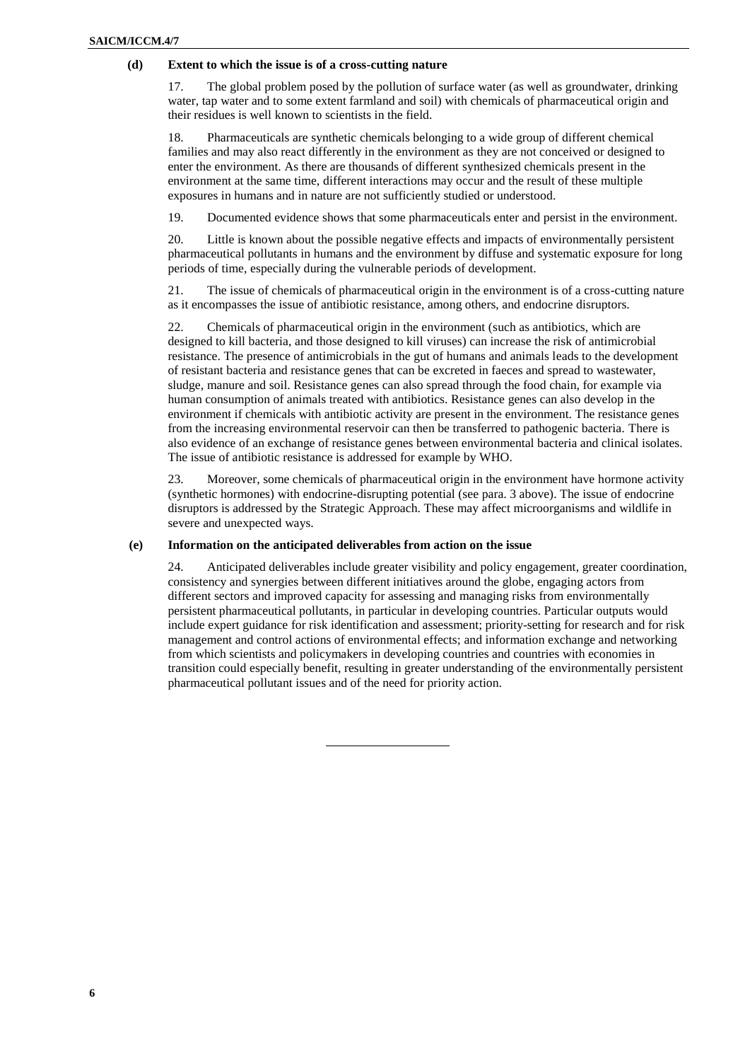### (d) Extent to which the issue is of a cross-cutting nature

17. The global problem posed by the pollution of surface water (as well as groundwater, drinking water, tap water and to some extent farmland and soil) with chemicals of pharmaceutical origin and their residues is well known to scientists in the field.

18. Pharmaceuticals are synthetic chemicals belonging to a wide group of different chemical families and may also react differently in the environment as they are not conceived or designed to enter the environment. As there are thousands of different synthesized chemicals present in the environment at the same time, different interactions may occur and the result of these multiple exposures in humans and in nature are not sufficiently studied or understood.

19. Documented evidence shows that some pharmaceuticals enter and persist in the environment.

20. Little is known about the possible negative effects and impacts of environmentally persistent pharmaceutical pollutants in humans and the environment by diffuse and systematic exposure for long periods of time, especially during the vulnerable periods of development.

21. The issue of chemicals of pharmaceutical origin in the environment is of a cross-cutting nature as it encompasses the issue of antibiotic resistance, among others, and endocrine disruptors.

22. Chemicals of pharmaceutical origin in the environment (such as antibiotics, which are designed to kill bacteria, and those designed to kill viruses) can increase the risk of antimicrobial resistance. The presence of antimicrobials in the gut of humans and animals leads to the development of resistant bacteria and resistance genes that can be excreted in faeces and spread to wastewater, sludge, manure and soil. Resistance genes can also spread through the food chain, for example via human consumption of animals treated with antibiotics. Resistance genes can also develop in the environment if chemicals with antibiotic activity are present in the environment. The resistance genes from the increasing environmental reservoir can then be transferred to pathogenic bacteria. There is also evidence of an exchange of resistance genes between environmental bacteria and clinical isolates. The issue of antibiotic resistance is addressed for example by WHO.

23. Moreover, some chemicals of pharmaceutical origin in the environment have hormone activity (synthetic hormones) with endocrine-disrupting potential (see para. 3 above). The issue of endocrine disruptors is addressed by the Strategic Approach. These may affect microorganisms and wildlife in severe and unexpected ways.

### (e) Information on the anticipated deliverables from action on the issue

24. Anticipated deliverables include greater visibility and policy engagement, greater coordination, consistency and synergies between different initiatives around the globe, engaging actors from different sectors and improved capacity for assessing and managing risks from environmentally persistent pharmaceutical pollutants, in particular in developing countries. Particular outputs would include expert guidance for risk identification and assessment; priority-setting for research and for risk management and control actions of environmental effects; and information exchange and networking from which scientists and policymakers in developing countries and countries with economies in transition could especially benefit, resulting in greater understanding of the environmentally persistent pharmaceutical pollutant issues and of the need for priority action.